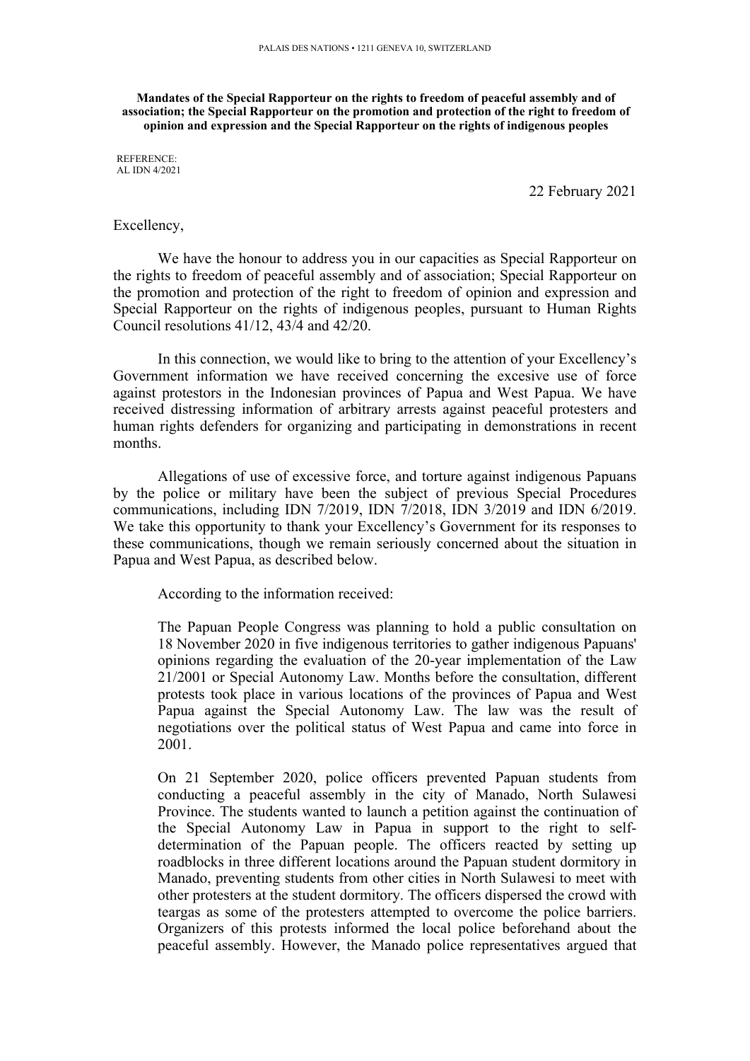PALAIS DES NATIONS • 1211 GENEVA 10, SWITZERLAND

**Mandates of the Special Rapporteur on the rights to freedom of peaceful assembly and of association; the Special Rapporteur on the promotion and protection of the right to freedom of opinion and expression and the Special Rapporteur on the rights of indigenous peoples**

REFERENCE:
AL IDN 4/2021

22 February 2021

Excellency,

We have the honour to address you in our capacities as Special Rapporteur on the rights to freedom of peaceful assembly and of association; Special Rapporteur on the promotion and protection of the right to freedom of opinion and expression and Special Rapporteur on the rights of indigenous peoples, pursuant to Human Rights Council resolutions 41/12, 43/4 and 42/20.

In this connection, we would like to bring to the attention of your Excellency's Government information we have received concerning the excesive use of force against protestors in the Indonesian provinces of Papua and West Papua. We have received distressing information of arbitrary arrests against peaceful protesters and human rights defenders for organizing and participating in demonstrations in recent months.

Allegations of use of excessive force, and torture against indigenous Papuans by the police or military have been the subject of previous Special Procedures communications, including IDN 7/2019, IDN 7/2018, IDN 3/2019 and IDN 6/2019. We take this opportunity to thank your Excellency's Government for its responses to these communications, though we remain seriously concerned about the situation in Papua and West Papua, as described below.

According to the information received:

> The Papuan People Congress was planning to hold a public consultation on 18 November 2020 in five indigenous territories to gather indigenous Papuans' opinions regarding the evaluation of the 20-year implementation of the Law 21/2001 or Special Autonomy Law. Months before the consultation, different protests took place in various locations of the provinces of Papua and West Papua against the Special Autonomy Law. The law was the result of negotiations over the political status of West Papua and came into force in 2001.
>
> On 21 September 2020, police officers prevented Papuan students from conducting a peaceful assembly in the city of Manado, North Sulawesi Province. The students wanted to launch a petition against the continuation of the Special Autonomy Law in Papua in support to the right to self-determination of the Papuan people. The officers reacted by setting up roadblocks in three different locations around the Papuan student dormitory in Manado, preventing students from other cities in North Sulawesi to meet with other protesters at the student dormitory. The officers dispersed the crowd with teargas as some of the protesters attempted to overcome the police barriers. Organizers of this protests informed the local police beforehand about the peaceful assembly. However, the Manado police representatives argued that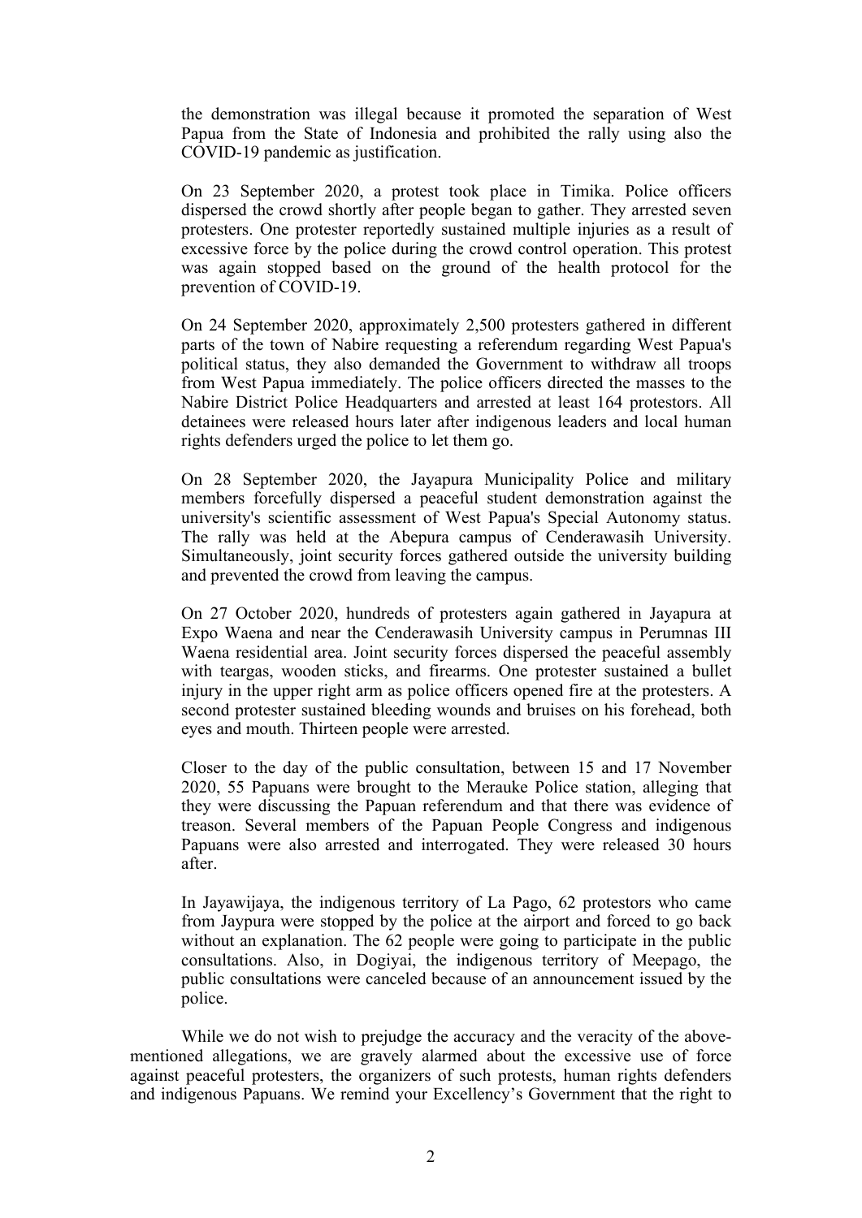the demonstration was illegal because it promoted the separation of West Papua from the State of Indonesia and prohibited the rally using also the COVID-19 pandemic as justification.

On 23 September 2020, a protest took place in Timika. Police officers dispersed the crowd shortly after people began to gather. They arrested seven protesters. One protester reportedly sustained multiple injuries as a result of excessive force by the police during the crowd control operation. This protest was again stopped based on the ground of the health protocol for the prevention of COVID-19.

On 24 September 2020, approximately 2,500 protesters gathered in different parts of the town of Nabire requesting a referendum regarding West Papua's political status, they also demanded the Government to withdraw all troops from West Papua immediately. The police officers directed the masses to the Nabire District Police Headquarters and arrested at least 164 protestors. All detainees were released hours later after indigenous leaders and local human rights defenders urged the police to let them go.

On 28 September 2020, the Jayapura Municipality Police and military members forcefully dispersed a peaceful student demonstration against the university's scientific assessment of West Papua's Special Autonomy status. The rally was held at the Abepura campus of Cenderawasih University. Simultaneously, joint security forces gathered outside the university building and prevented the crowd from leaving the campus.

On 27 October 2020, hundreds of protesters again gathered in Jayapura at Expo Waena and near the Cenderawasih University campus in Perumnas III Waena residential area. Joint security forces dispersed the peaceful assembly with teargas, wooden sticks, and firearms. One protester sustained a bullet injury in the upper right arm as police officers opened fire at the protesters. A second protester sustained bleeding wounds and bruises on his forehead, both eyes and mouth. Thirteen people were arrested.

Closer to the day of the public consultation, between 15 and 17 November 2020, 55 Papuans were brought to the Merauke Police station, alleging that they were discussing the Papuan referendum and that there was evidence of treason. Several members of the Papuan People Congress and indigenous Papuans were also arrested and interrogated. They were released 30 hours after.

In Jayawijaya, the indigenous territory of La Pago, 62 protestors who came from Jaypura were stopped by the police at the airport and forced to go back without an explanation. The 62 people were going to participate in the public consultations. Also, in Dogiyai, the indigenous territory of Meepago, the public consultations were canceled because of an announcement issued by the police.

While we do not wish to prejudge the accuracy and the veracity of the above-mentioned allegations, we are gravely alarmed about the excessive use of force against peaceful protesters, the organizers of such protests, human rights defenders and indigenous Papuans. We remind your Excellency's Government that the right to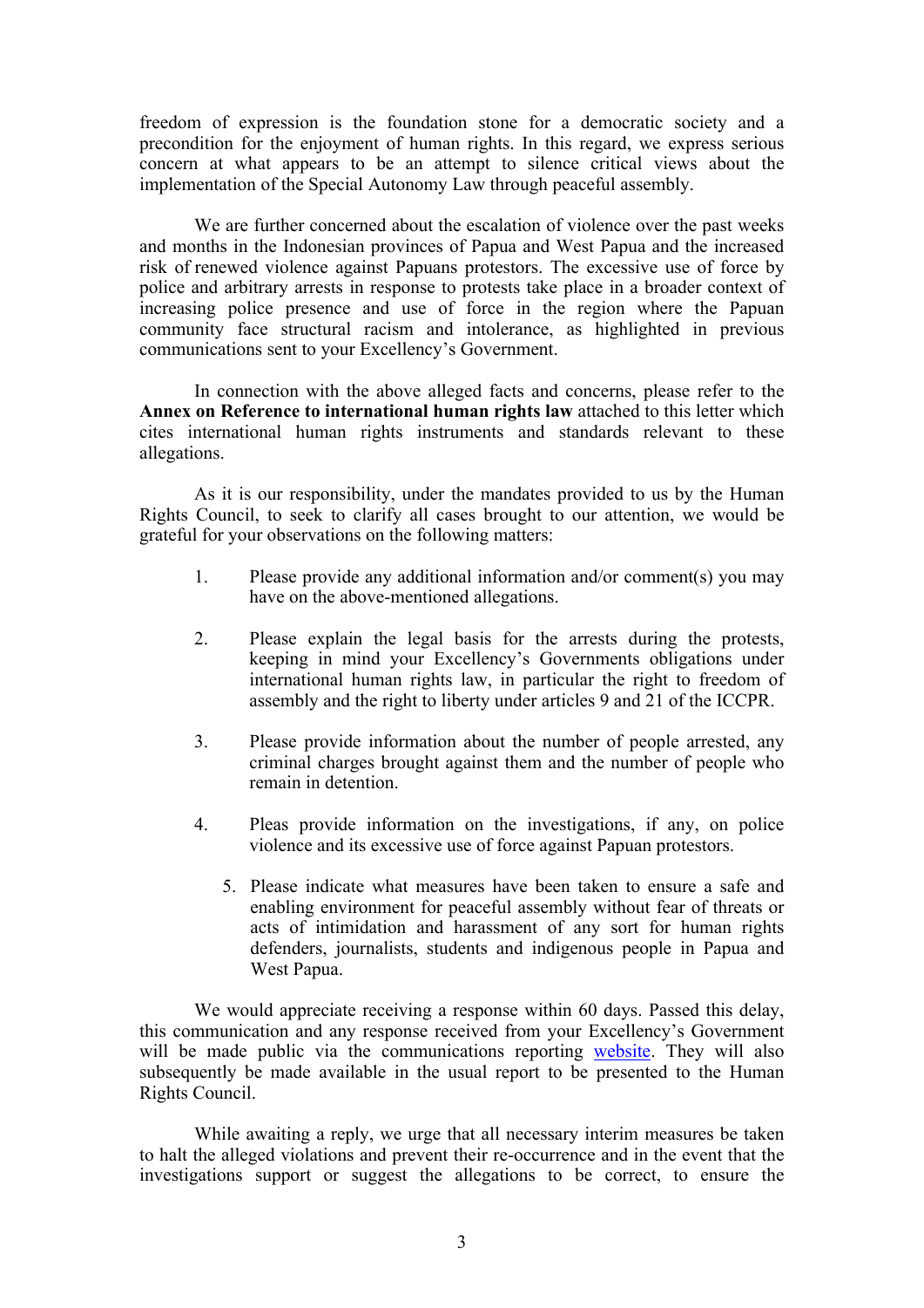freedom of expression is the foundation stone for a democratic society and a precondition for the enjoyment of human rights. In this regard, we express serious concern at what appears to be an attempt to silence critical views about the implementation of the Special Autonomy Law through peaceful assembly.

We are further concerned about the escalation of violence over the past weeks and months in the Indonesian provinces of Papua and West Papua and the increased risk of renewed violence against Papuans protestors. The excessive use of force by police and arbitrary arrests in response to protests take place in a broader context of increasing police presence and use of force in the region where the Papuan community face structural racism and intolerance, as highlighted in previous communications sent to your Excellency's Government.

In connection with the above alleged facts and concerns, please refer to the **Annex on Reference to international human rights law** attached to this letter which cites international human rights instruments and standards relevant to these allegations.

As it is our responsibility, under the mandates provided to us by the Human Rights Council, to seek to clarify all cases brought to our attention, we would be grateful for your observations on the following matters:

1. Please provide any additional information and/or comment(s) you may have on the above-mentioned allegations.

2. Please explain the legal basis for the arrests during the protests, keeping in mind your Excellency's Governments obligations under international human rights law, in particular the right to freedom of assembly and the right to liberty under articles 9 and 21 of the ICCPR.

3. Please provide information about the number of people arrested, any criminal charges brought against them and the number of people who remain in detention.

4. Pleas provide information on the investigations, if any, on police violence and its excessive use of force against Papuan protestors.

5. Please indicate what measures have been taken to ensure a safe and enabling environment for peaceful assembly without fear of threats or acts of intimidation and harassment of any sort for human rights defenders, journalists, students and indigenous people in Papua and West Papua.

We would appreciate receiving a response within 60 days. Passed this delay, this communication and any response received from your Excellency's Government will be made public via the communications reporting website. They will also subsequently be made available in the usual report to be presented to the Human Rights Council.

While awaiting a reply, we urge that all necessary interim measures be taken to halt the alleged violations and prevent their re-occurrence and in the event that the investigations support or suggest the allegations to be correct, to ensure the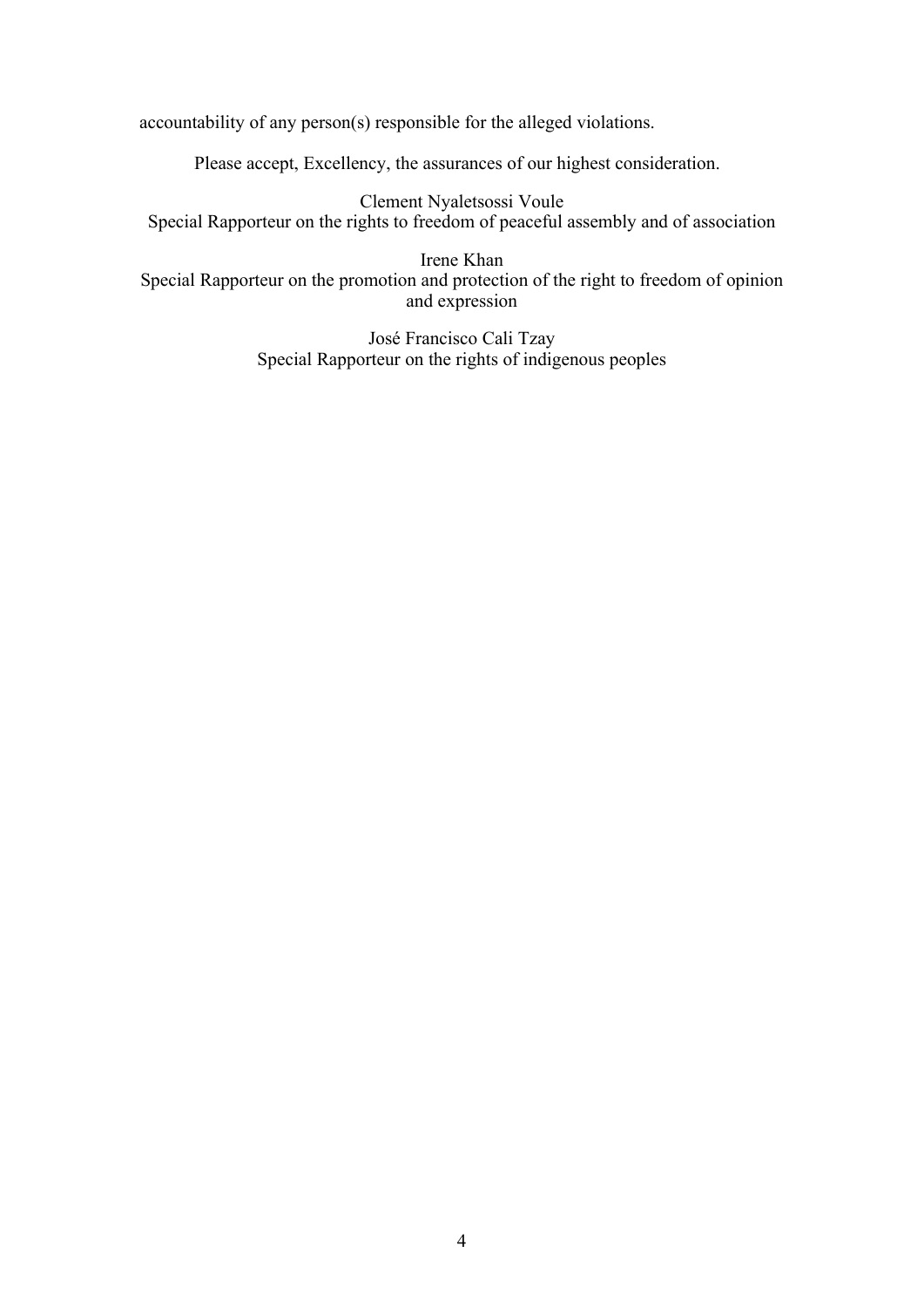accountability of any person(s) responsible for the alleged violations.

Please accept, Excellency, the assurances of our highest consideration.

Clement Nyaletsossi Voule
Special Rapporteur on the rights to freedom of peaceful assembly and of association

Irene Khan
Special Rapporteur on the promotion and protection of the right to freedom of opinion and expression

José Francisco Cali Tzay
Special Rapporteur on the rights of indigenous peoples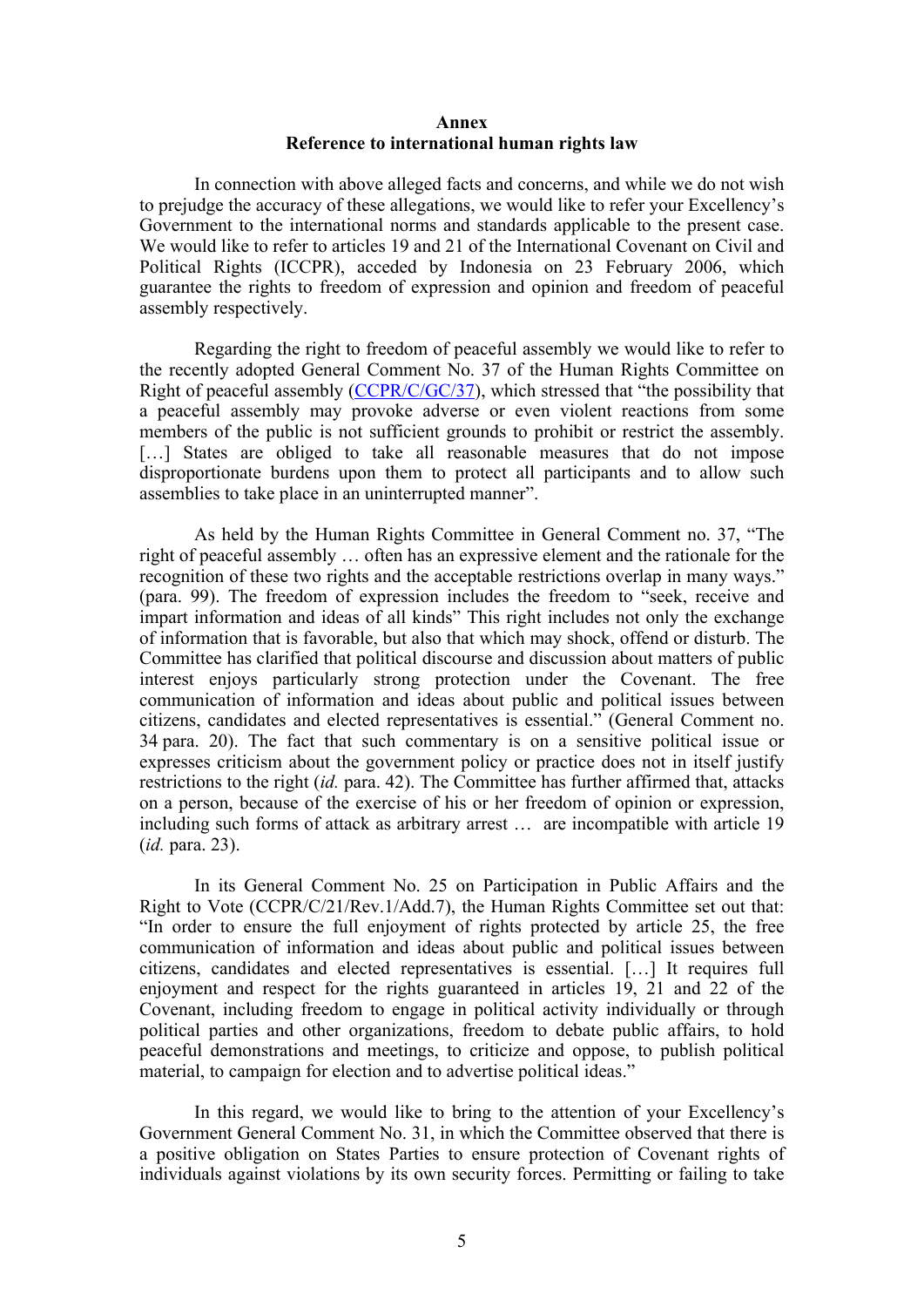**Annex**
**Reference to international human rights law**

In connection with above alleged facts and concerns, and while we do not wish to prejudge the accuracy of these allegations, we would like to refer your Excellency's Government to the international norms and standards applicable to the present case. We would like to refer to articles 19 and 21 of the International Covenant on Civil and Political Rights (ICCPR), acceded by Indonesia on 23 February 2006, which guarantee the rights to freedom of expression and opinion and freedom of peaceful assembly respectively.

Regarding the right to freedom of peaceful assembly we would like to refer to the recently adopted General Comment No. 37 of the Human Rights Committee on Right of peaceful assembly (CCPR/C/GC/37), which stressed that "the possibility that a peaceful assembly may provoke adverse or even violent reactions from some members of the public is not sufficient grounds to prohibit or restrict the assembly. […] States are obliged to take all reasonable measures that do not impose disproportionate burdens upon them to protect all participants and to allow such assemblies to take place in an uninterrupted manner".

As held by the Human Rights Committee in General Comment no. 37, "The right of peaceful assembly … often has an expressive element and the rationale for the recognition of these two rights and the acceptable restrictions overlap in many ways." (para. 99). The freedom of expression includes the freedom to "seek, receive and impart information and ideas of all kinds" This right includes not only the exchange of information that is favorable, but also that which may shock, offend or disturb. The Committee has clarified that political discourse and discussion about matters of public interest enjoys particularly strong protection under the Covenant. The free communication of information and ideas about public and political issues between citizens, candidates and elected representatives is essential." (General Comment no. 34 para. 20). The fact that such commentary is on a sensitive political issue or expresses criticism about the government policy or practice does not in itself justify restrictions to the right (*id.* para. 42). The Committee has further affirmed that, attacks on a person, because of the exercise of his or her freedom of opinion or expression, including such forms of attack as arbitrary arrest … are incompatible with article 19 (*id.* para. 23).

In its General Comment No. 25 on Participation in Public Affairs and the Right to Vote (CCPR/C/21/Rev.1/Add.7), the Human Rights Committee set out that: "In order to ensure the full enjoyment of rights protected by article 25, the free communication of information and ideas about public and political issues between citizens, candidates and elected representatives is essential. […] It requires full enjoyment and respect for the rights guaranteed in articles 19, 21 and 22 of the Covenant, including freedom to engage in political activity individually or through political parties and other organizations, freedom to debate public affairs, to hold peaceful demonstrations and meetings, to criticize and oppose, to publish political material, to campaign for election and to advertise political ideas."

In this regard, we would like to bring to the attention of your Excellency's Government General Comment No. 31, in which the Committee observed that there is a positive obligation on States Parties to ensure protection of Covenant rights of individuals against violations by its own security forces. Permitting or failing to take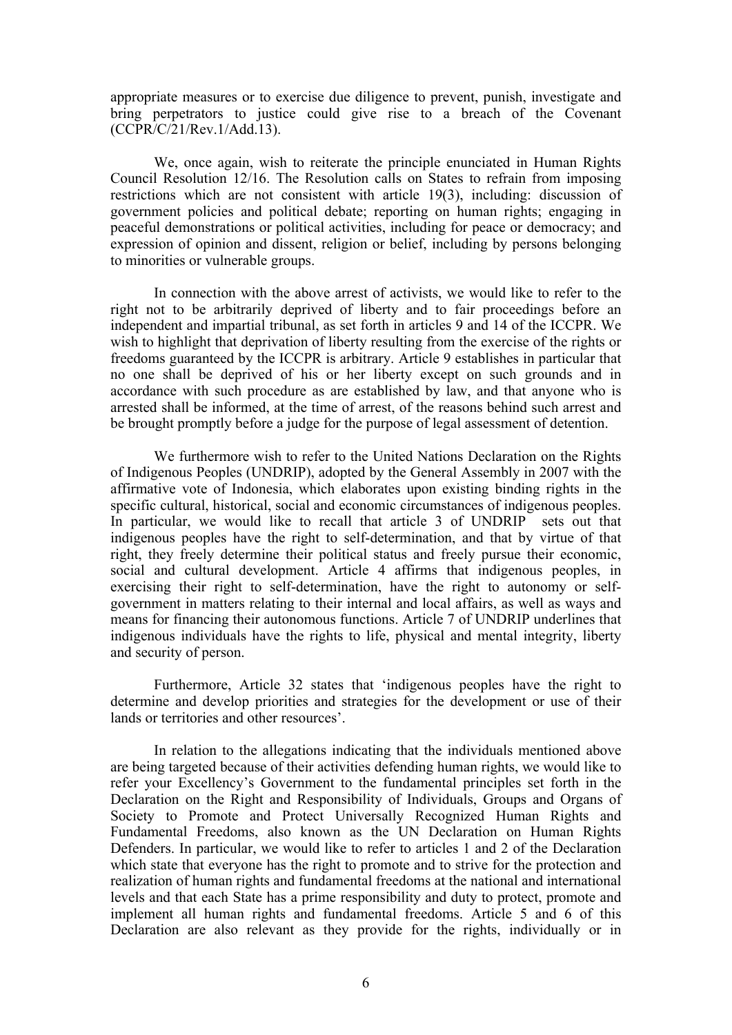appropriate measures or to exercise due diligence to prevent, punish, investigate and bring perpetrators to justice could give rise to a breach of the Covenant (CCPR/C/21/Rev.1/Add.13).

We, once again, wish to reiterate the principle enunciated in Human Rights Council Resolution 12/16. The Resolution calls on States to refrain from imposing restrictions which are not consistent with article 19(3), including: discussion of government policies and political debate; reporting on human rights; engaging in peaceful demonstrations or political activities, including for peace or democracy; and expression of opinion and dissent, religion or belief, including by persons belonging to minorities or vulnerable groups.

In connection with the above arrest of activists, we would like to refer to the right not to be arbitrarily deprived of liberty and to fair proceedings before an independent and impartial tribunal, as set forth in articles 9 and 14 of the ICCPR. We wish to highlight that deprivation of liberty resulting from the exercise of the rights or freedoms guaranteed by the ICCPR is arbitrary. Article 9 establishes in particular that no one shall be deprived of his or her liberty except on such grounds and in accordance with such procedure as are established by law, and that anyone who is arrested shall be informed, at the time of arrest, of the reasons behind such arrest and be brought promptly before a judge for the purpose of legal assessment of detention.

We furthermore wish to refer to the United Nations Declaration on the Rights of Indigenous Peoples (UNDRIP), adopted by the General Assembly in 2007 with the affirmative vote of Indonesia, which elaborates upon existing binding rights in the specific cultural, historical, social and economic circumstances of indigenous peoples. In particular, we would like to recall that article 3 of UNDRIP sets out that indigenous peoples have the right to self-determination, and that by virtue of that right, they freely determine their political status and freely pursue their economic, social and cultural development. Article 4 affirms that indigenous peoples, in exercising their right to self-determination, have the right to autonomy or self-government in matters relating to their internal and local affairs, as well as ways and means for financing their autonomous functions. Article 7 of UNDRIP underlines that indigenous individuals have the rights to life, physical and mental integrity, liberty and security of person.

Furthermore, Article 32 states that 'indigenous peoples have the right to determine and develop priorities and strategies for the development or use of their lands or territories and other resources'.

In relation to the allegations indicating that the individuals mentioned above are being targeted because of their activities defending human rights, we would like to refer your Excellency's Government to the fundamental principles set forth in the Declaration on the Right and Responsibility of Individuals, Groups and Organs of Society to Promote and Protect Universally Recognized Human Rights and Fundamental Freedoms, also known as the UN Declaration on Human Rights Defenders. In particular, we would like to refer to articles 1 and 2 of the Declaration which state that everyone has the right to promote and to strive for the protection and realization of human rights and fundamental freedoms at the national and international levels and that each State has a prime responsibility and duty to protect, promote and implement all human rights and fundamental freedoms. Article 5 and 6 of this Declaration are also relevant as they provide for the rights, individually or in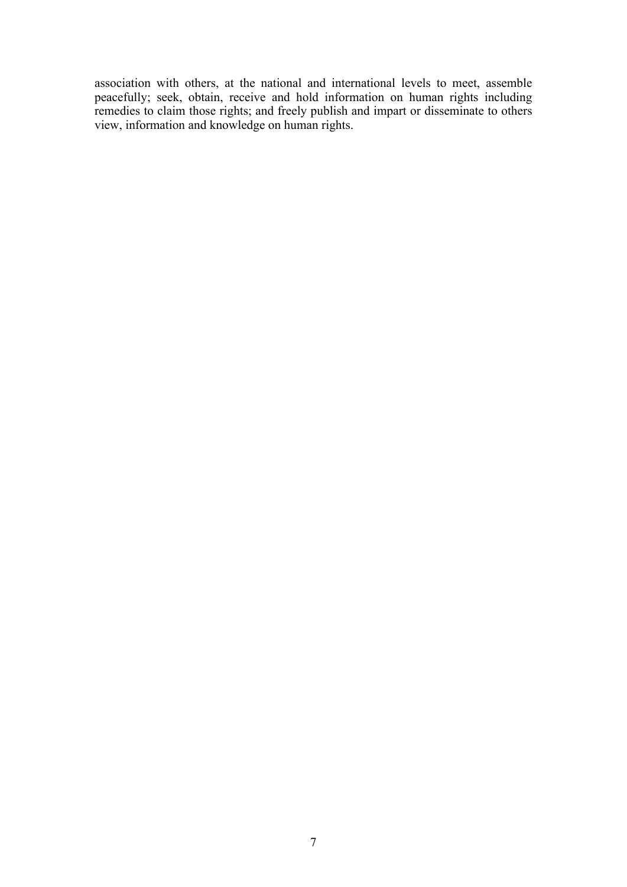association with others, at the national and international levels to meet, assemble peacefully; seek, obtain, receive and hold information on human rights including remedies to claim those rights; and freely publish and impart or disseminate to others view, information and knowledge on human rights.